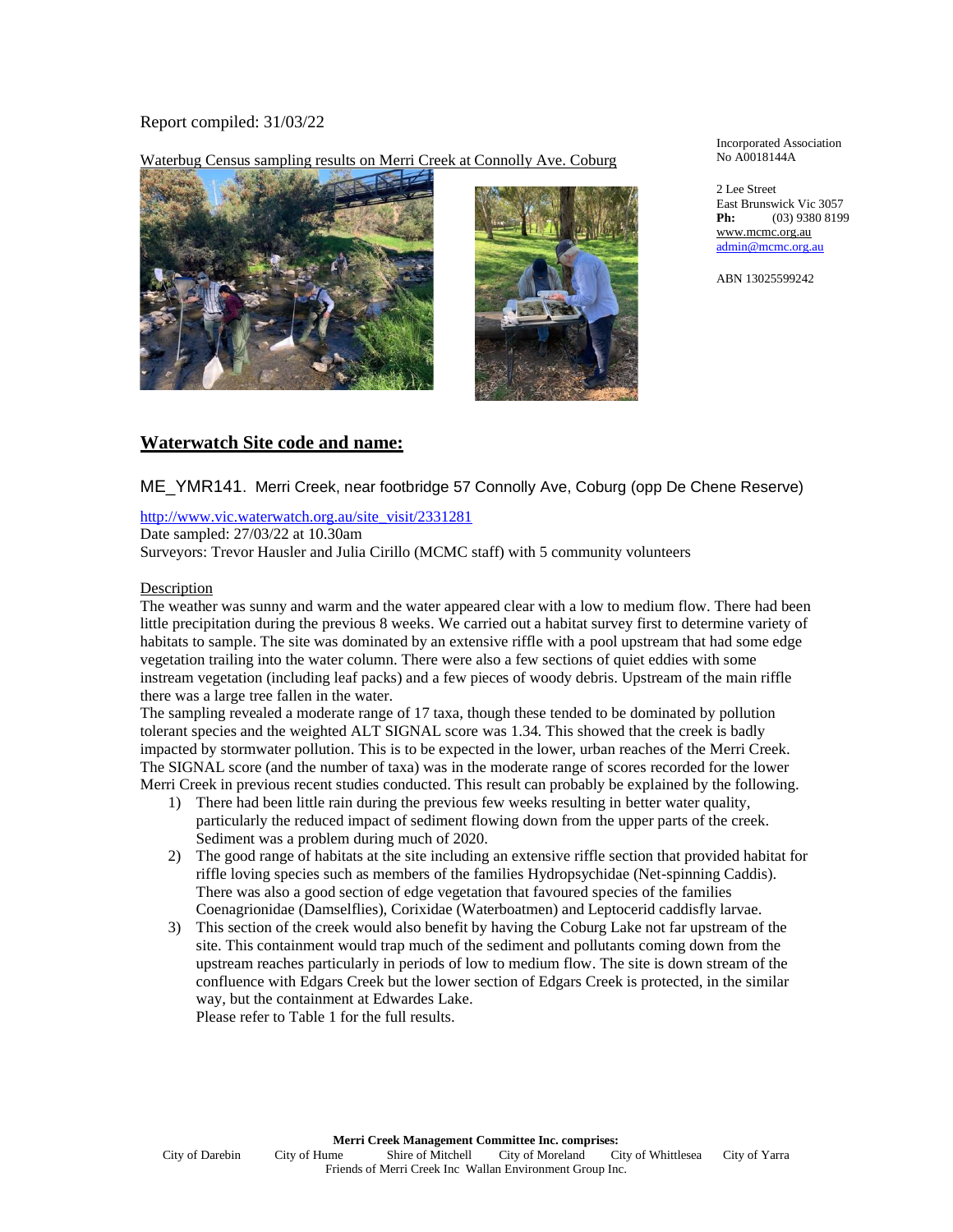Report compiled: 31/03/22

Waterbug Census sampling results on Merri Creek at Connolly Ave. Coburg

Incorporated Association No A0018144A

2 Lee Street
East Brunswick Vic 3057
**Ph:** (03) 9380 8199
www.mcmc.org.au
admin@mcmc.org.au

ABN 13025599242

## Waterwatch Site code and name:

ME_YMR141. Merri Creek, near footbridge 57 Connolly Ave, Coburg (opp De Chene Reserve)

http://www.vic.waterwatch.org.au/site_visit/2331281
Date sampled: 27/03/22 at 10.30am
Surveyors: Trevor Hausler and Julia Cirillo (MCMC staff) with 5 community volunteers

Description

The weather was sunny and warm and the water appeared clear with a low to medium flow. There had been little precipitation during the previous 8 weeks. We carried out a habitat survey first to determine variety of habitats to sample. The site was dominated by an extensive riffle with a pool upstream that had some edge vegetation trailing into the water column. There were also a few sections of quiet eddies with some instream vegetation (including leaf packs) and a few pieces of woody debris. Upstream of the main riffle there was a large tree fallen in the water.

The sampling revealed a moderate range of 17 taxa, though these tended to be dominated by pollution tolerant species and the weighted ALT SIGNAL score was 1.34. This showed that the creek is badly impacted by stormwater pollution. This is to be expected in the lower, urban reaches of the Merri Creek. The SIGNAL score (and the number of taxa) was in the moderate range of scores recorded for the lower Merri Creek in previous recent studies conducted. This result can probably be explained by the following.

1) There had been little rain during the previous few weeks resulting in better water quality, particularly the reduced impact of sediment flowing down from the upper parts of the creek. Sediment was a problem during much of 2020.
2) The good range of habitats at the site including an extensive riffle section that provided habitat for riffle loving species such as members of the families Hydropsychidae (Net-spinning Caddis). There was also a good section of edge vegetation that favoured species of the families Coenagrionidae (Damselflies), Corixidae (Waterboatmen) and Leptocerid caddisfly larvae.
3) This section of the creek would also benefit by having the Coburg Lake not far upstream of the site. This containment would trap much of the sediment and pollutants coming down from the upstream reaches particularly in periods of low to medium flow. The site is down stream of the confluence with Edgars Creek but the lower section of Edgars Creek is protected, in the similar way, but the containment at Edwardes Lake.

   Please refer to Table 1 for the full results.

**Merri Creek Management Committee Inc. comprises:**
City of Darebin City of Hume Shire of Mitchell City of Moreland City of Whittlesea City of Yarra
Friends of Merri Creek Inc Wallan Environment Group Inc.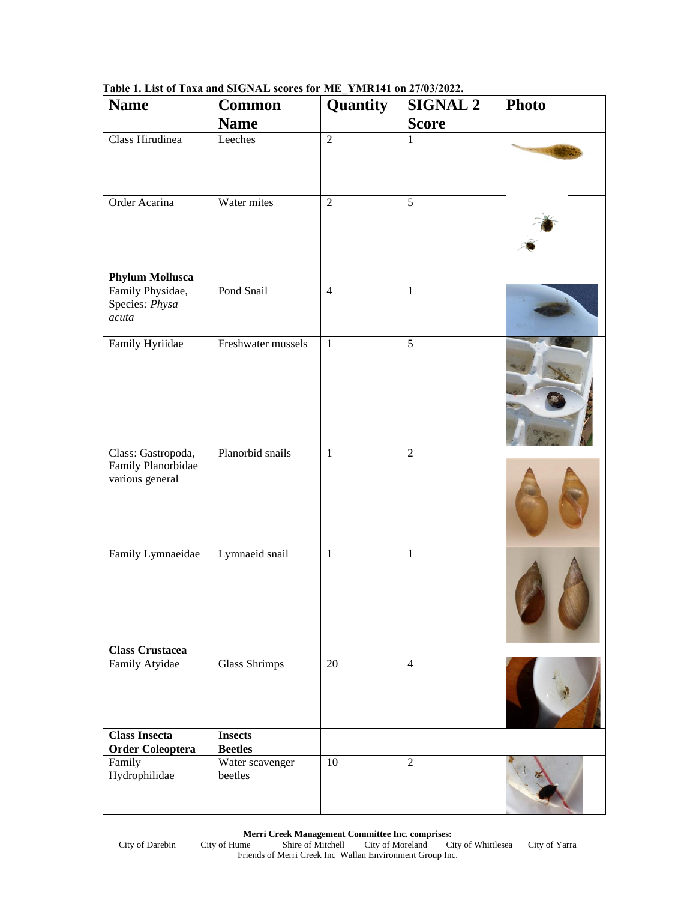**Table 1. List of Taxa and SIGNAL scores for ME_YMR141 on 27/03/2022.**

| Name | Common Name | Quantity | SIGNAL 2 Score | Photo |
|---|---|---|---|---|
| Class Hirudinea | Leeches | 2 | 1 | |
| Order Acarina | Water mites | 2 | 5 | |
| **Phylum Mollusca** | | | | |
| Family Physidae, Species: *Physa acuta* | Pond Snail | 4 | 1 | |
| Family Hyriidae | Freshwater mussels | 1 | 5 | |
| Class: Gastropoda, Family Planorbidae various general | Planorbid snails | 1 | 2 | |
| Family Lymnaeidae | Lymnaeid snail | 1 | 1 | |
| **Class Crustacea** | | | | |
| Family Atyidae | Glass Shrimps | 20 | 4 | |
| **Class Insecta** | **Insects** | | | |
| **Order Coleoptera** | **Beetles** | | | |
| Family Hydrophilidae | Water scavenger beetles | 10 | 2 | |

**Merri Creek Management Committee Inc. comprises:**
City of Darebin City of Hume Shire of Mitchell City of Moreland City of Whittlesea City of Yarra
Friends of Merri Creek Inc Wallan Environment Group Inc.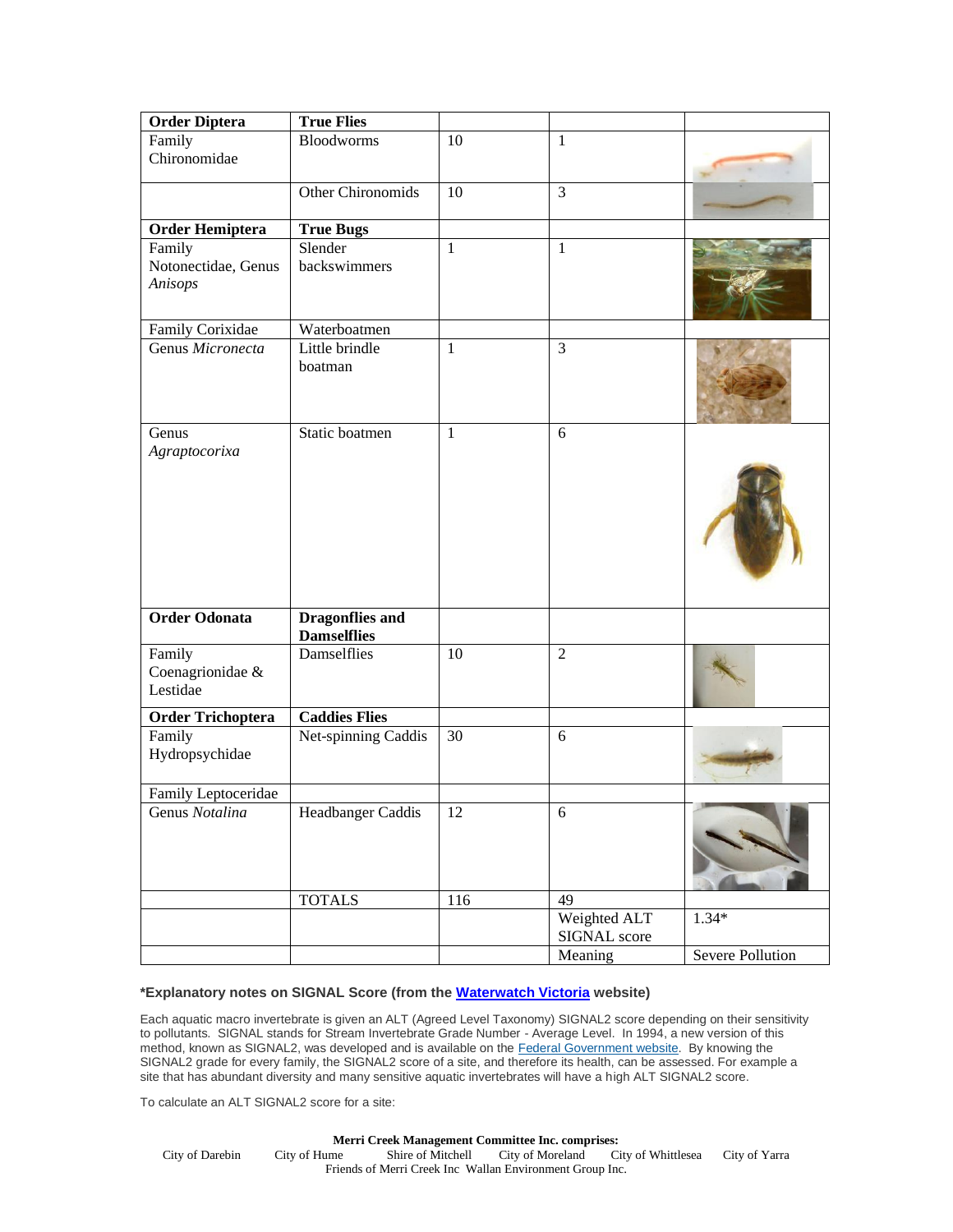| Order Diptera | True Flies | | | |
|---|---|---|---|---|
| Family Chironomidae | Bloodworms | 10 | 1 | |
| | Other Chironomids | 10 | 3 | |
| **Order Hemiptera** | **True Bugs** | | | |
| Family Notonectidae, Genus *Anisops* | Slender backswimmers | 1 | 1 | |
| Family Corixidae | Waterboatmen | | | |
| Genus *Micronecta* | Little brindle boatman | 1 | 3 | |
| Genus *Agraptocorixa* | Static boatmen | 1 | 6 | |
| **Order Odonata** | **Dragonflies and Damselflies** | | | |
| Family Coenagrionidae & Lestidae | Damselflies | 10 | 2 | |
| **Order Trichoptera** | **Caddies Flies** | | | |
| Family Hydropsychidae | Net-spinning Caddis | 30 | 6 | |
| Family Leptoceridae | | | | |
| Genus *Notalina* | Headbanger Caddis | 12 | 6 | |
| | TOTALS | 116 | 49 | |
| | | | Weighted ALT SIGNAL score | 1.34* |
| | | | Meaning | Severe Pollution |

**\*Explanatory notes on SIGNAL Score (from the Waterwatch Victoria website)**

Each aquatic macro invertebrate is given an ALT (Agreed Level Taxonomy) SIGNAL2 score depending on their sensitivity to pollutants. SIGNAL stands for Stream Invertebrate Grade Number - Average Level. In 1994, a new version of this method, known as SIGNAL2, was developed and is available on the Federal Government website. By knowing the SIGNAL2 grade for every family, the SIGNAL2 score of a site, and therefore its health, can be assessed. For example a site that has abundant diversity and many sensitive aquatic invertebrates will have a high ALT SIGNAL2 score.

To calculate an ALT SIGNAL2 score for a site: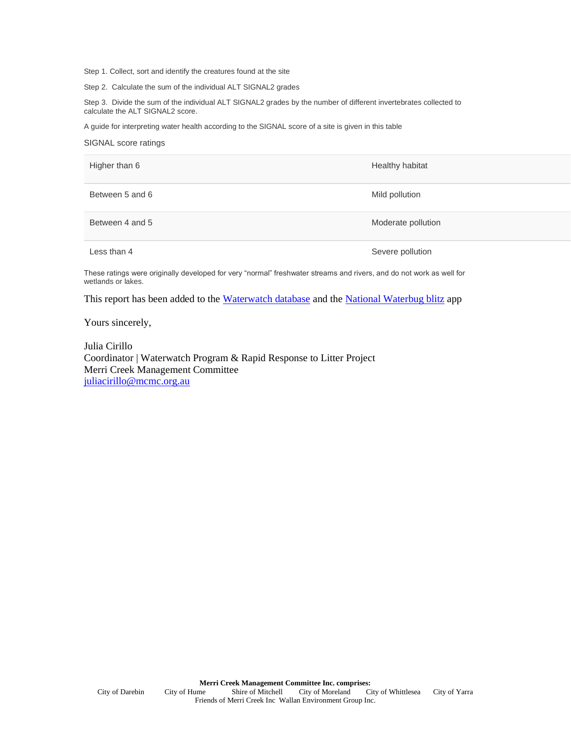Step 1. Collect, sort and identify the creatures found at the site

Step 2. Calculate the sum of the individual ALT SIGNAL2 grades

Step 3. Divide the sum of the individual ALT SIGNAL2 grades by the number of different invertebrates collected to calculate the ALT SIGNAL2 score.

A guide for interpreting water health according to the SIGNAL score of a site is given in this table

SIGNAL score ratings

| | |
|---|---|
| Higher than 6 | Healthy habitat |
| Between 5 and 6 | Mild pollution |
| Between 4 and 5 | Moderate pollution |
| Less than 4 | Severe pollution |

These ratings were originally developed for very "normal" freshwater streams and rivers, and do not work as well for wetlands or lakes.

This report has been added to the Waterwatch database and the National Waterbug blitz app

Yours sincerely,

Julia Cirillo
Coordinator | Waterwatch Program & Rapid Response to Litter Project
Merri Creek Management Committee
juliacirillo@mcmc.org.au

**Merri Creek Management Committee Inc. comprises:**
City of Darebin City of Hume Shire of Mitchell City of Moreland City of Whittlesea City of Yarra
Friends of Merri Creek Inc Wallan Environment Group Inc.